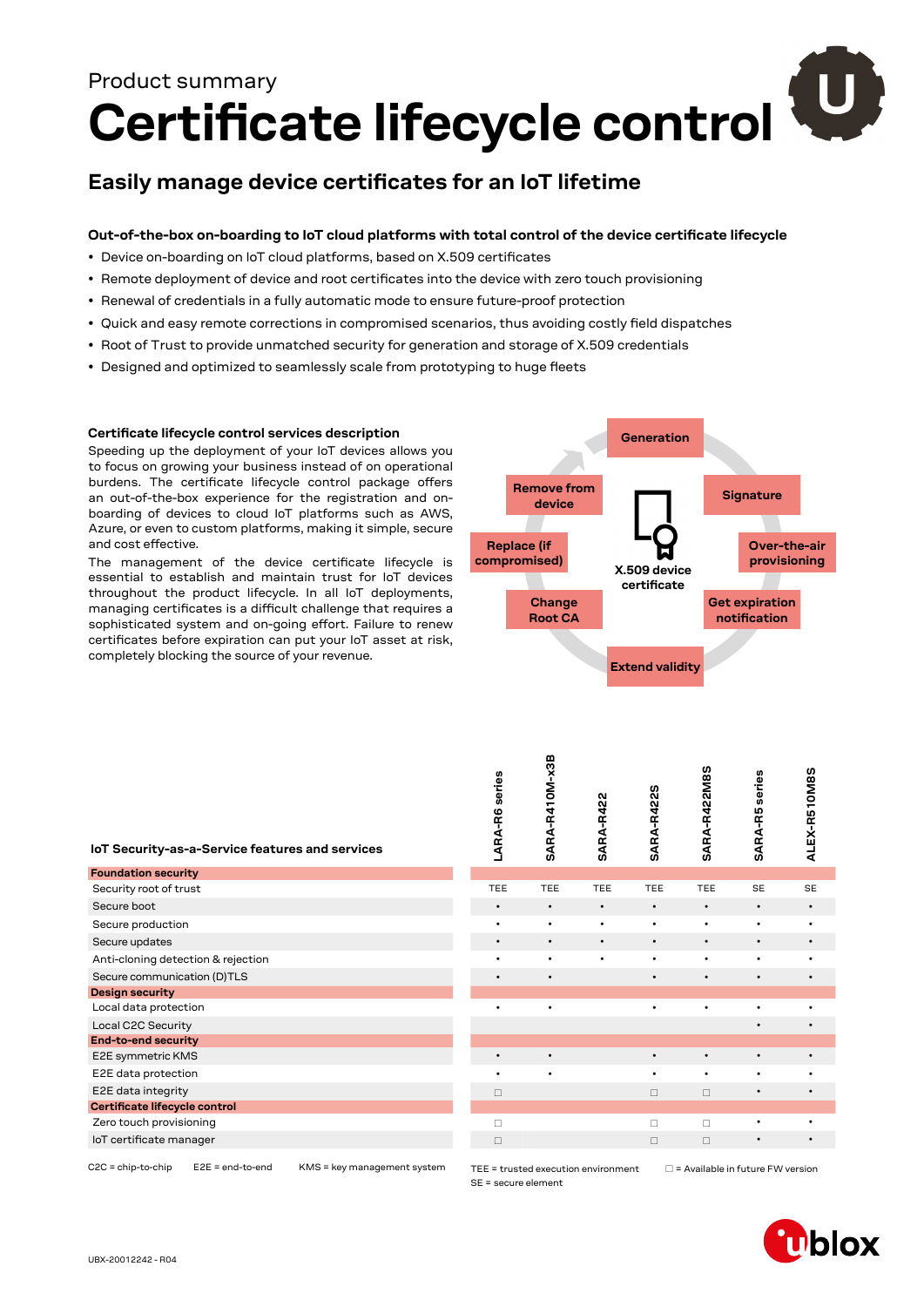Product summary

# Certificate lifecycle control

## Easily manage device certificates for an IoT lifetime

**Out-of-the-box on-boarding to IoT cloud platforms with total control of the device certificate lifecycle**

- Device on-boarding on IoT cloud platforms, based on X.509 certificates
- Remote deployment of device and root certificates into the device with zero touch provisioning
- Renewal of credentials in a fully automatic mode to ensure future-proof protection
- Quick and easy remote corrections in compromised scenarios, thus avoiding costly field dispatches
- Root of Trust to provide unmatched security for generation and storage of X.509 credentials
- Designed and optimized to seamlessly scale from prototyping to huge fleets

**Certificate lifecycle control services description**

Speeding up the deployment of your IoT devices allows you to focus on growing your business instead of on operational burdens. The certificate lifecycle control package offers an out-of-the-box experience for the registration and on-boarding of devices to cloud IoT platforms such as AWS, Azure, or even to custom platforms, making it simple, secure and cost effective.

The management of the device certificate lifecycle is essential to establish and maintain trust for IoT devices throughout the product lifecycle. In all IoT deployments, managing certificates is a difficult challenge that requires a sophisticated system and on-going effort. Failure to renew certificates before expiration can put your IoT asset at risk, completely blocking the source of your revenue.

X.509 device certificate: Generation → Signature → Over-the-air provisioning → Get expiration notification → Extend validity → Change Root CA → Replace (if compromised) → Remove from device

| IoT Security-as-a-Service features and services | LARA-R6 series | SARA-R410M-x3B | SARA-R422 | SARA-R422S | SARA-R422M8S | SARA-R5 series | ALEX-R510M8S |
|---|---|---|---|---|---|---|---|
| **Foundation security** | | | | | | | |
| Security root of trust | TEE | TEE | TEE | TEE | TEE | SE | SE |
| Secure boot | • | • | • | • | • | • | • |
| Secure production | • | • | • | • | • | • | • |
| Secure updates | • | • | • | • | • | • | • |
| Anti-cloning detection & rejection | • | • | • | • | • | • | • |
| Secure communication (D)TLS | • | • | | • | • | • | • |
| **Design security** | | | | | | | |
| Local data protection | • | • | | • | • | • | • |
| Local C2C Security | | | | | | • | • |
| **End-to-end security** | | | | | | | |
| E2E symmetric KMS | • | • | | • | • | • | • |
| E2E data protection | • | • | | • | • | • | • |
| E2E data integrity | □ | | | □ | □ | • | • |
| **Certificate lifecycle control** | | | | | | | |
| Zero touch provisioning | □ | | | □ | □ | • | • |
| IoT certificate manager | □ | | | □ | □ | • | • |

C2C = chip-to-chip E2E = end-to-end KMS = key management system TEE = trusted execution environment □ = Available in future FW version SE = secure element

UBX-20012242 - R04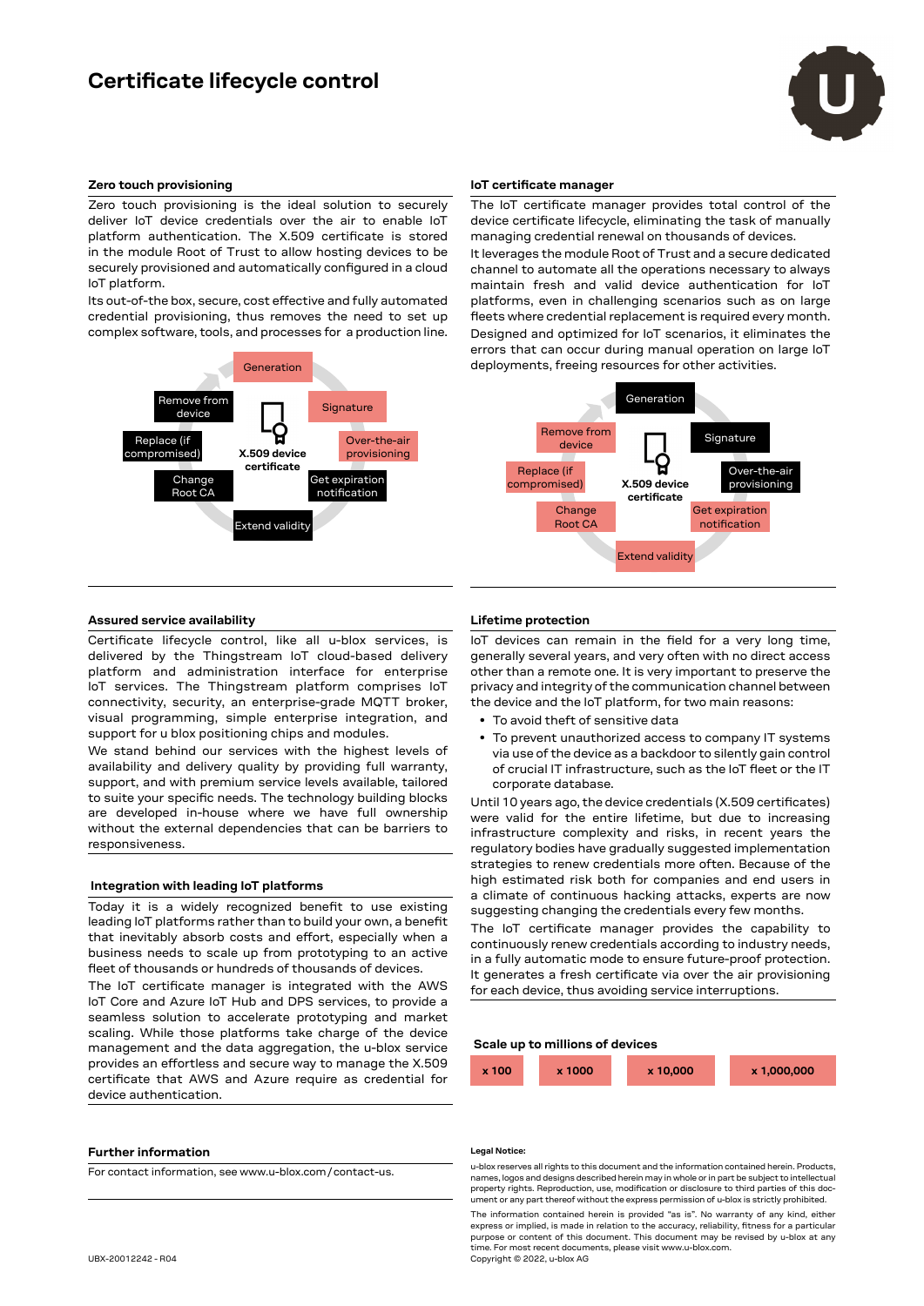# Certificate lifecycle control

## Zero touch provisioning

Zero touch provisioning is the ideal solution to securely deliver IoT device credentials over the air to enable IoT platform authentication. The X.509 certificate is stored in the module Root of Trust to allow hosting devices to be securely provisioned and automatically configured in a cloud IoT platform.

Its out-of-the box, secure, cost effective and fully automated credential provisioning, thus removes the need to set up complex software, tools, and processes for a production line.

Generation
Signature
Over-the-air provisioning
Get expiration notification
Extend validity
Change Root CA
Replace (if compromised)
Remove from device
X.509 device certificate

## IoT certificate manager

The IoT certificate manager provides total control of the device certificate lifecycle, eliminating the task of manually managing credential renewal on thousands of devices.

It leverages the module Root of Trust and a secure dedicated channel to automate all the operations necessary to always maintain fresh and valid device authentication for IoT platforms, even in challenging scenarios such as on large fleets where credential replacement is required every month.

Designed and optimized for IoT scenarios, it eliminates the errors that can occur during manual operation on large IoT deployments, freeing resources for other activities.

Generation
Signature
Over-the-air provisioning
Get expiration notification
Extend validity
Change Root CA
Replace (if compromised)
Remove from device
X.509 device certificate

## Assured service availability

Certificate lifecycle control, like all u-blox services, is delivered by the Thingstream IoT cloud-based delivery platform and administration interface for enterprise IoT services. The Thingstream platform comprises IoT connectivity, security, an enterprise-grade MQTT broker, visual programming, simple enterprise integration, and support for u blox positioning chips and modules.

We stand behind our services with the highest levels of availability and delivery quality by providing full warranty, support, and with premium service levels available, tailored to suite your specific needs. The technology building blocks are developed in-house where we have full ownership without the external dependencies that can be barriers to responsiveness.

## Integration with leading IoT platforms

Today it is a widely recognized benefit to use existing leading IoT platforms rather than to build your own, a benefit that inevitably absorb costs and effort, especially when a business needs to scale up from prototyping to an active fleet of thousands or hundreds of thousands of devices.

The IoT certificate manager is integrated with the AWS IoT Core and Azure IoT Hub and DPS services, to provide a seamless solution to accelerate prototyping and market scaling. While those platforms take charge of the device management and the data aggregation, the u-blox service provides an effortless and secure way to manage the X.509 certificate that AWS and Azure require as credential for device authentication.

## Lifetime protection

IoT devices can remain in the field for a very long time, generally several years, and very often with no direct access other than a remote one. It is very important to preserve the privacy and integrity of the communication channel between the device and the IoT platform, for two main reasons:

- To avoid theft of sensitive data
- To prevent unauthorized access to company IT systems via use of the device as a backdoor to silently gain control of crucial IT infrastructure, such as the IoT fleet or the IT corporate database.

Until 10 years ago, the device credentials (X.509 certificates) were valid for the entire lifetime, but due to increasing infrastructure complexity and risks, in recent years the regulatory bodies have gradually suggested implementation strategies to renew credentials more often. Because of the high estimated risk both for companies and end users in a climate of continuous hacking attacks, experts are now suggesting changing the credentials every few months.

The IoT certificate manager provides the capability to continuously renew credentials according to industry needs, in a fully automatic mode to ensure future-proof protection. It generates a fresh certificate via over the air provisioning for each device, thus avoiding service interruptions.

## Scale up to millions of devices

x 100
x 1000
x 10,000
x 1,000,000

## Further information

For contact information, see www.u-blox.com/contact-us.

**Legal Notice:**

u-blox reserves all rights to this document and the information contained herein. Products, names, logos and designs described herein may in whole or in part be subject to intellectual property rights. Reproduction, use, modification or disclosure to third parties of this document or any part thereof without the express permission of u-blox is strictly prohibited.

The information contained herein is provided "as is". No warranty of any kind, either express or implied, is made in relation to the accuracy, reliability, fitness for a particular purpose or content of this document. This document may be revised by u-blox at any time. For most recent documents, please visit www.u-blox.com.

Copyright © 2022, u-blox AG

UBX-20012242 - R04